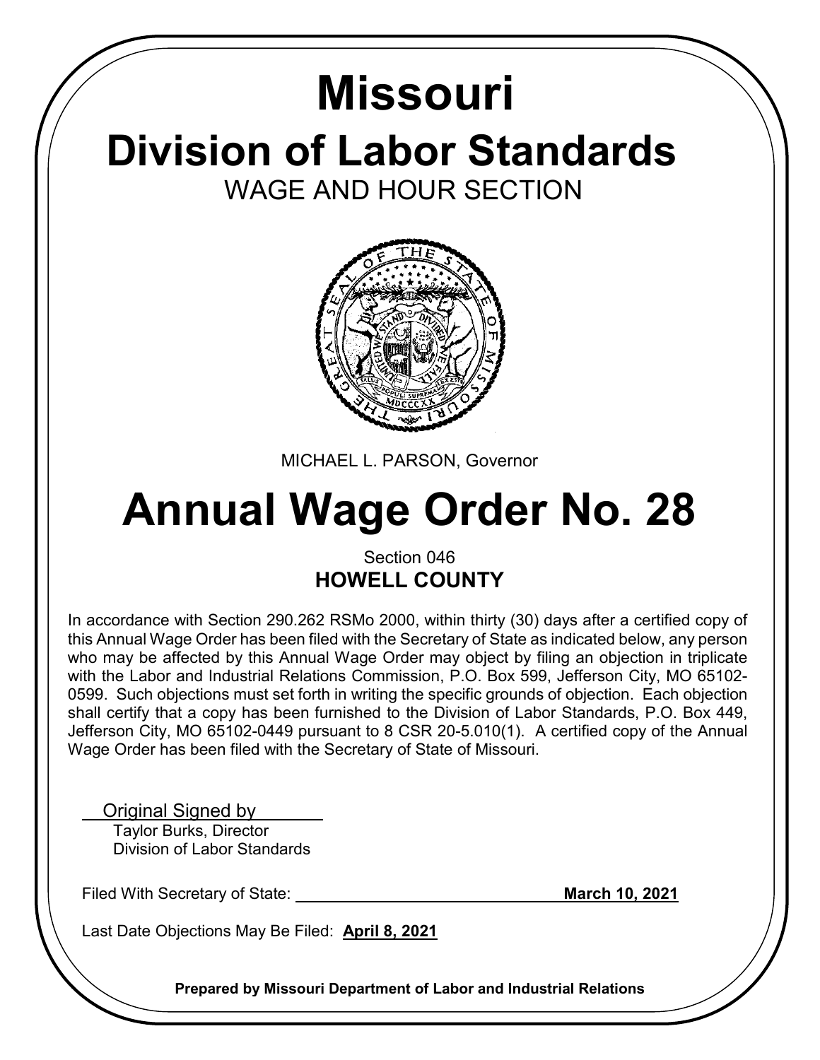# Missouri

# Division of Labor Standards

## WAGE AND HOUR SECTION

MICHAEL L. PARSON, Governor

# Annual Wage Order No. 28

Section 046

**HOWELL COUNTY**

In accordance with Section 290.262 RSMo 2000, within thirty (30) days after a certified copy of this Annual Wage Order has been filed with the Secretary of State as indicated below, any person who may be affected by this Annual Wage Order may object by filing an objection in triplicate with the Labor and Industrial Relations Commission, P.O. Box 599, Jefferson City, MO 65102-0599. Such objections must set forth in writing the specific grounds of objection. Each objection shall certify that a copy has been furnished to the Division of Labor Standards, P.O. Box 449, Jefferson City, MO 65102-0449 pursuant to 8 CSR 20-5.010(1). A certified copy of the Annual Wage Order has been filed with the Secretary of State of Missouri.

Original Signed by
Taylor Burks, Director
Division of Labor Standards

Filed With Secretary of State: **March 10, 2021**

Last Date Objections May Be Filed: **April 8, 2021**

**Prepared by Missouri Department of Labor and Industrial Relations**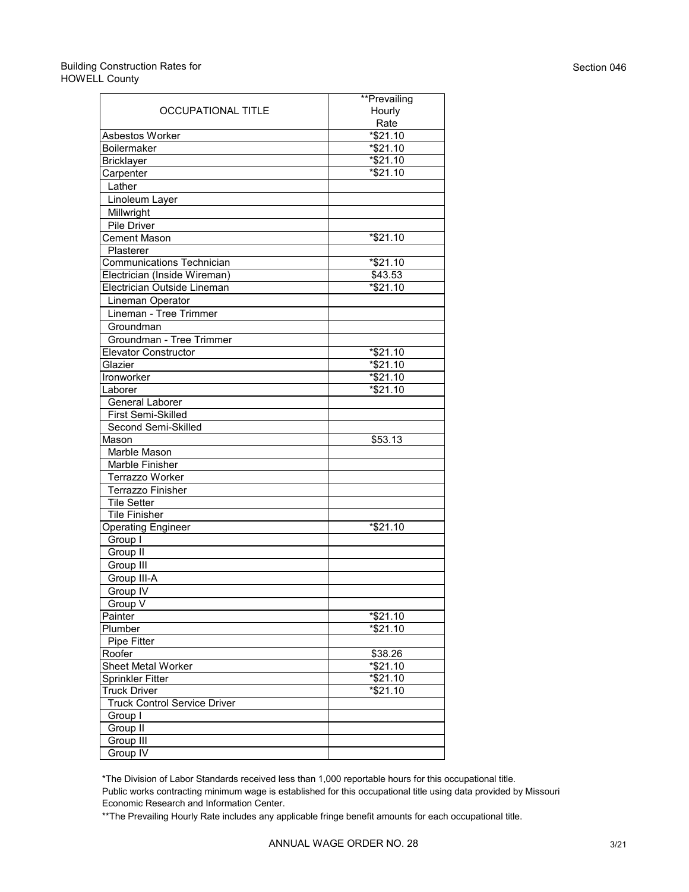Building Construction Rates for
HOWELL County

Section 046

| OCCUPATIONAL TITLE | **Prevailing Hourly Rate |
|---|---|
| Asbestos Worker | *$21.10 |
| Boilermaker | *$21.10 |
| Bricklayer | *$21.10 |
| Carpenter | *$21.10 |
| Lather | |
| Linoleum Layer | |
| Millwright | |
| Pile Driver | |
| Cement Mason | *$21.10 |
| Plasterer | |
| Communications Technician | *$21.10 |
| Electrician (Inside Wireman) | $43.53 |
| Electrician Outside Lineman | *$21.10 |
| Lineman Operator | |
| Lineman - Tree Trimmer | |
| Groundman | |
| Groundman - Tree Trimmer | |
| Elevator Constructor | *$21.10 |
| Glazier | *$21.10 |
| Ironworker | *$21.10 |
| Laborer | *$21.10 |
| General Laborer | |
| First Semi-Skilled | |
| Second Semi-Skilled | |
| Mason | $53.13 |
| Marble Mason | |
| Marble Finisher | |
| Terrazzo Worker | |
| Terrazzo Finisher | |
| Tile Setter | |
| Tile Finisher | |
| Operating Engineer | *$21.10 |
| Group I | |
| Group II | |
| Group III | |
| Group III-A | |
| Group IV | |
| Group V | |
| Painter | *$21.10 |
| Plumber | *$21.10 |
| Pipe Fitter | |
| Roofer | $38.26 |
| Sheet Metal Worker | *$21.10 |
| Sprinkler Fitter | *$21.10 |
| Truck Driver | *$21.10 |
| Truck Control Service Driver | |
| Group I | |
| Group II | |
| Group III | |
| Group IV | |

*The Division of Labor Standards received less than 1,000 reportable hours for this occupational title.
Public works contracting minimum wage is established for this occupational title using data provided by Missouri Economic Research and Information Center.

**The Prevailing Hourly Rate includes any applicable fringe benefit amounts for each occupational title.

ANNUAL WAGE ORDER NO. 28

3/21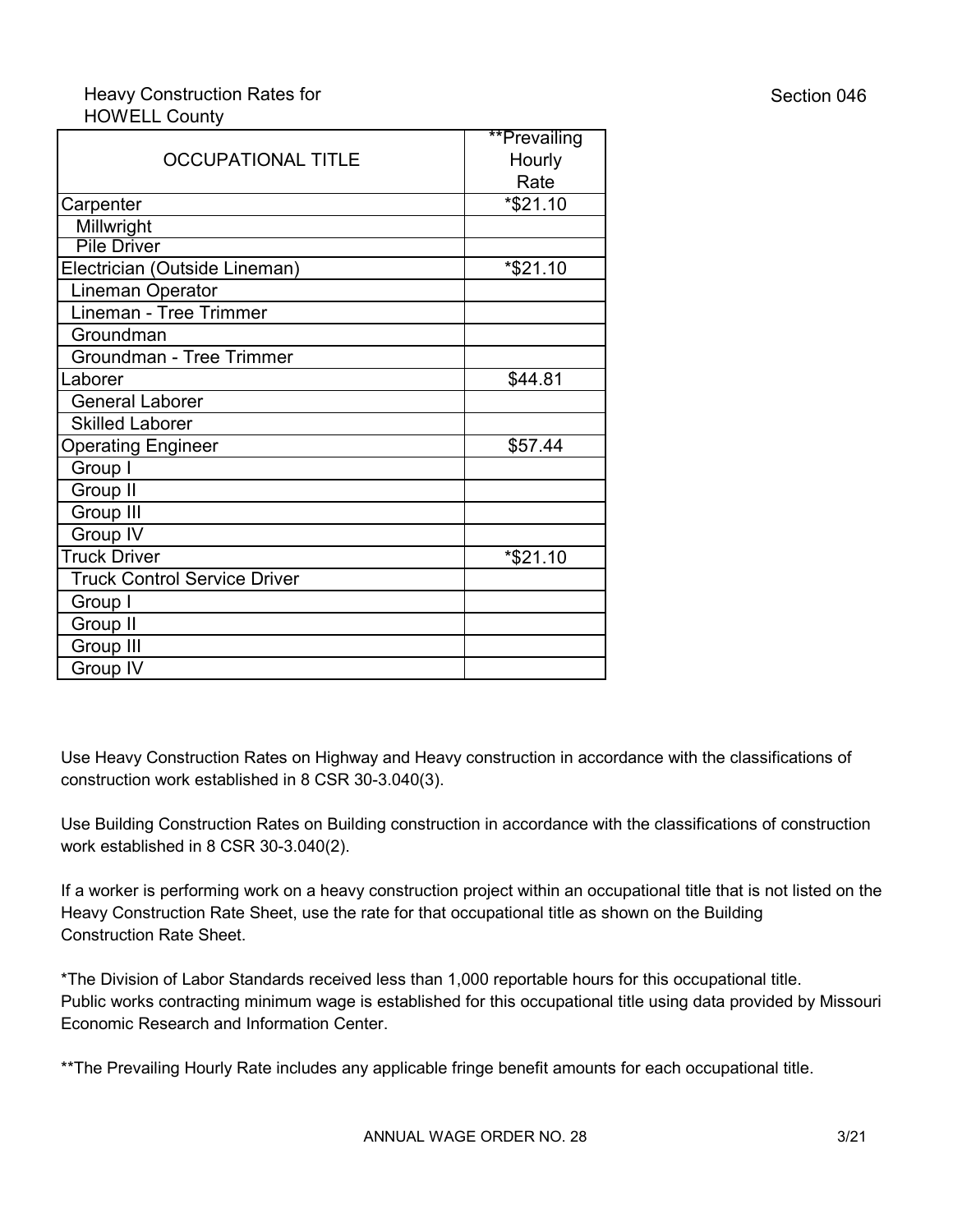Heavy Construction Rates for HOWELL County

Section 046

| OCCUPATIONAL TITLE | **Prevailing Hourly Rate |
|---|---|
| Carpenter | *$21.10 |
| Millwright | |
| Pile Driver | |
| Electrician (Outside Lineman) | *$21.10 |
| Lineman Operator | |
| Lineman - Tree Trimmer | |
| Groundman | |
| Groundman - Tree Trimmer | |
| Laborer | $44.81 |
| General Laborer | |
| Skilled Laborer | |
| Operating Engineer | $57.44 |
| Group I | |
| Group II | |
| Group III | |
| Group IV | |
| Truck Driver | *$21.10 |
| Truck Control Service Driver | |
| Group I | |
| Group II | |
| Group III | |
| Group IV | |

Use Heavy Construction Rates on Highway and Heavy construction in accordance with the classifications of construction work established in 8 CSR 30-3.040(3).

Use Building Construction Rates on Building construction in accordance with the classifications of construction work established in 8 CSR 30-3.040(2).

If a worker is performing work on a heavy construction project within an occupational title that is not listed on the Heavy Construction Rate Sheet, use the rate for that occupational title as shown on the Building Construction Rate Sheet.

*The Division of Labor Standards received less than 1,000 reportable hours for this occupational title. Public works contracting minimum wage is established for this occupational title using data provided by Missouri Economic Research and Information Center.

**The Prevailing Hourly Rate includes any applicable fringe benefit amounts for each occupational title.

ANNUAL WAGE ORDER NO. 28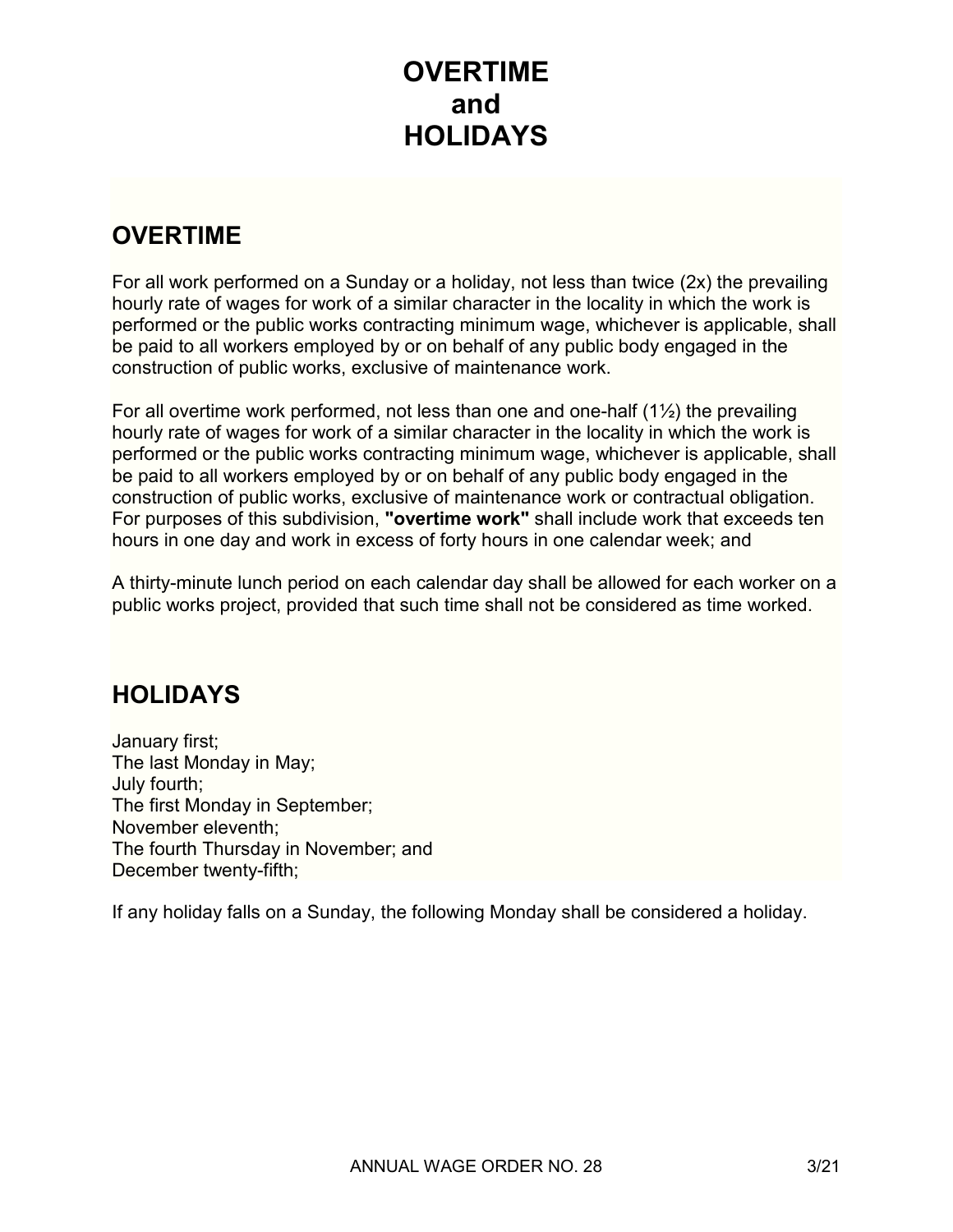# OVERTIME and HOLIDAYS

## OVERTIME

For all work performed on a Sunday or a holiday, not less than twice (2x) the prevailing hourly rate of wages for work of a similar character in the locality in which the work is performed or the public works contracting minimum wage, whichever is applicable, shall be paid to all workers employed by or on behalf of any public body engaged in the construction of public works, exclusive of maintenance work.

For all overtime work performed, not less than one and one-half (1½) the prevailing hourly rate of wages for work of a similar character in the locality in which the work is performed or the public works contracting minimum wage, whichever is applicable, shall be paid to all workers employed by or on behalf of any public body engaged in the construction of public works, exclusive of maintenance work or contractual obligation. For purposes of this subdivision, **"overtime work"** shall include work that exceeds ten hours in one day and work in excess of forty hours in one calendar week; and

A thirty-minute lunch period on each calendar day shall be allowed for each worker on a public works project, provided that such time shall not be considered as time worked.

## HOLIDAYS

January first;
The last Monday in May;
July fourth;
The first Monday in September;
November eleventh;
The fourth Thursday in November; and
December twenty-fifth;

If any holiday falls on a Sunday, the following Monday shall be considered a holiday.